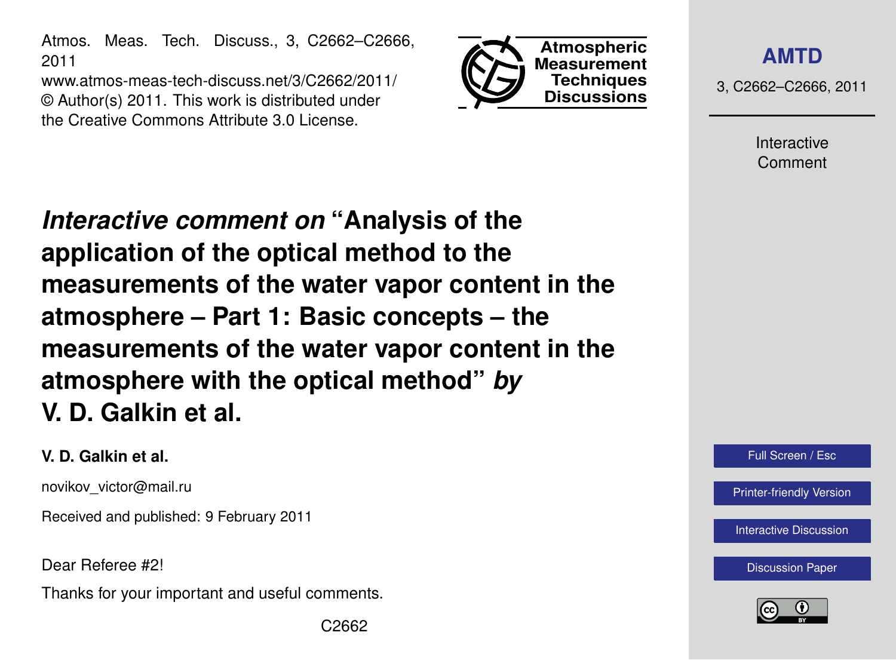# *Interactive comment on* "Analysis of the application of the optical method to the measurements of the water vapor content in the atmosphere – Part 1: Basic concepts – the measurements of the water vapor content in the atmosphere with the optical method" *by* V. D. Galkin et al.

**V. D. Galkin et al.**

novikov_victor@mail.ru

Received and published: 9 February 2011

Dear Referee #2!

Thanks for your important and useful comments.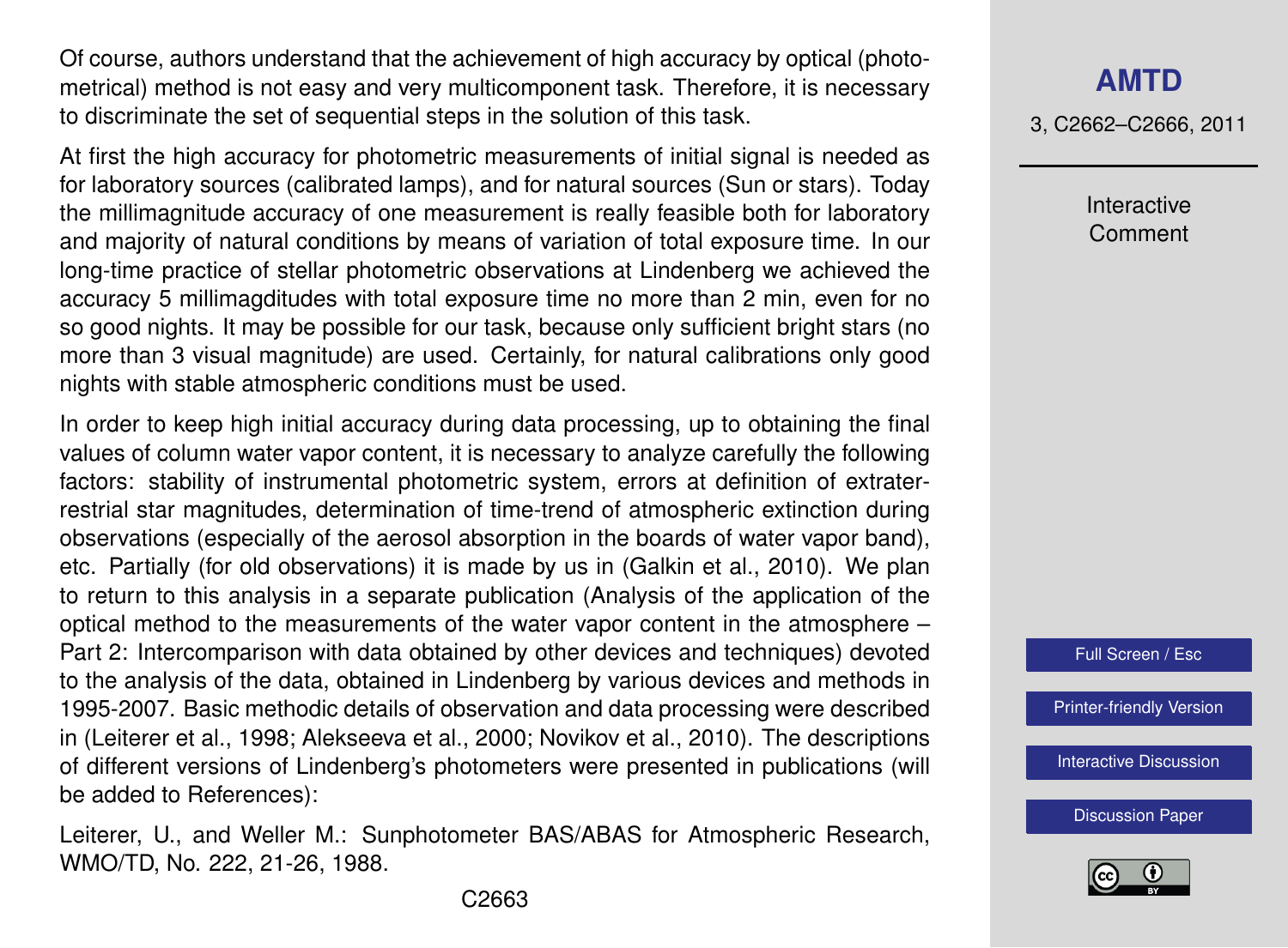Of course, authors understand that the achievement of high accuracy by optical (photometrical) method is not easy and very multicomponent task. Therefore, it is necessary to discriminate the set of sequential steps in the solution of this task.

At first the high accuracy for photometric measurements of initial signal is needed as for laboratory sources (calibrated lamps), and for natural sources (Sun or stars). Today the millimagnitude accuracy of one measurement is really feasible both for laboratory and majority of natural conditions by means of variation of total exposure time. In our long-time practice of stellar photometric observations at Lindenberg we achieved the accuracy 5 millimagditudes with total exposure time no more than 2 min, even for no so good nights. It may be possible for our task, because only sufficient bright stars (no more than 3 visual magnitude) are used. Certainly, for natural calibrations only good nights with stable atmospheric conditions must be used.

In order to keep high initial accuracy during data processing, up to obtaining the final values of column water vapor content, it is necessary to analyze carefully the following factors: stability of instrumental photometric system, errors at definition of extraterrestrial star magnitudes, determination of time-trend of atmospheric extinction during observations (especially of the aerosol absorption in the boards of water vapor band), etc. Partially (for old observations) it is made by us in (Galkin et al., 2010). We plan to return to this analysis in a separate publication (Analysis of the application of the optical method to the measurements of the water vapor content in the atmosphere – Part 2: Intercomparison with data obtained by other devices and techniques) devoted to the analysis of the data, obtained in Lindenberg by various devices and methods in 1995-2007. Basic methodic details of observation and data processing were described in (Leiterer et al., 1998; Alekseeva et al., 2000; Novikov et al., 2010). The descriptions of different versions of Lindenberg's photometers were presented in publications (will be added to References):

Leiterer, U., and Weller M.: Sunphotometer BAS/ABAS for Atmospheric Research, WMO/TD, No. 222, 21-26, 1988.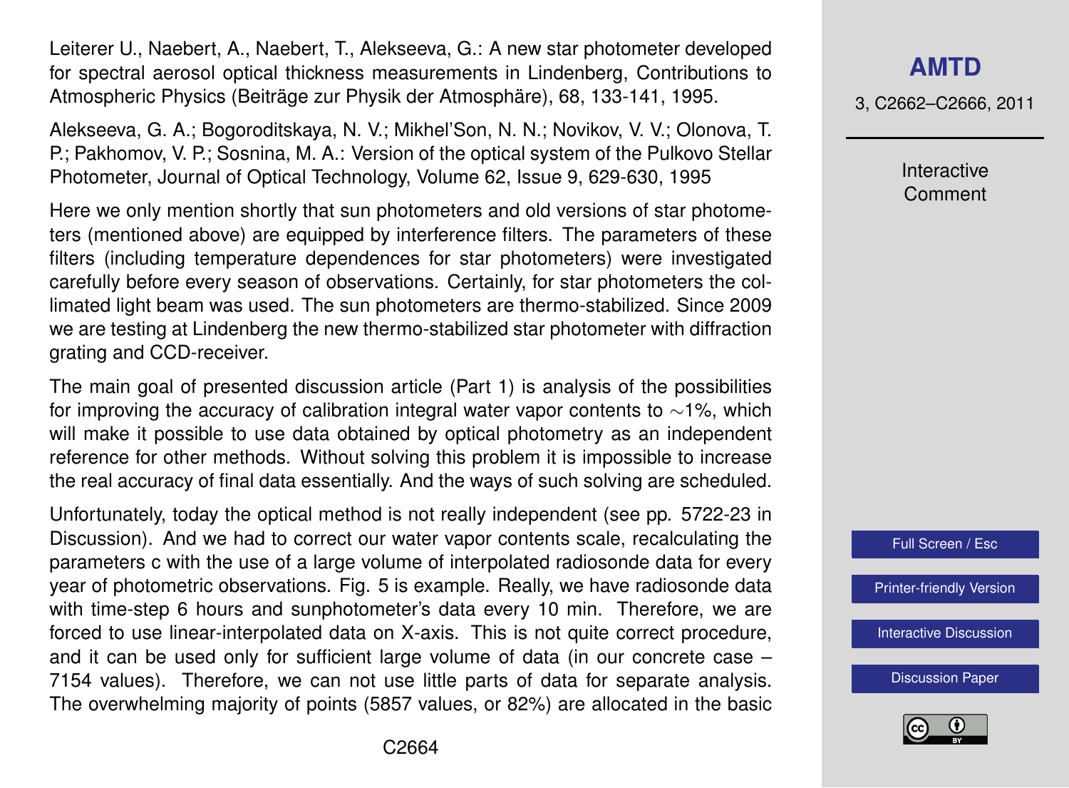Leiterer U., Naebert, A., Naebert, T., Alekseeva, G.: A new star photometer developed for spectral aerosol optical thickness measurements in Lindenberg, Contributions to Atmospheric Physics (Beiträge zur Physik der Atmosphäre), 68, 133-141, 1995.

Alekseeva, G. A.; Bogoroditskaya, N. V.; Mikhel'Son, N. N.; Novikov, V. V.; Olonova, T. P.; Pakhomov, V. P.; Sosnina, M. A.: Version of the optical system of the Pulkovo Stellar Photometer, Journal of Optical Technology, Volume 62, Issue 9, 629-630, 1995

Here we only mention shortly that sun photometers and old versions of star photometers (mentioned above) are equipped by interference filters. The parameters of these filters (including temperature dependences for star photometers) were investigated carefully before every season of observations. Certainly, for star photometers the collimated light beam was used. The sun photometers are thermo-stabilized. Since 2009 we are testing at Lindenberg the new thermo-stabilized star photometer with diffraction grating and CCD-receiver.

The main goal of presented discussion article (Part 1) is analysis of the possibilities for improving the accuracy of calibration integral water vapor contents to $\sim$1%, which will make it possible to use data obtained by optical photometry as an independent reference for other methods. Without solving this problem it is impossible to increase the real accuracy of final data essentially. And the ways of such solving are scheduled.

Unfortunately, today the optical method is not really independent (see pp. 5722-23 in Discussion). And we had to correct our water vapor contents scale, recalculating the parameters c with the use of a large volume of interpolated radiosonde data for every year of photometric observations. Fig. 5 is example. Really, we have radiosonde data with time-step 6 hours and sunphotometer's data every 10 min. Therefore, we are forced to use linear-interpolated data on X-axis. This is not quite correct procedure, and it can be used only for sufficient large volume of data (in our concrete case – 7154 values). Therefore, we can not use little parts of data for separate analysis. The overwhelming majority of points (5857 values, or 82%) are allocated in the basic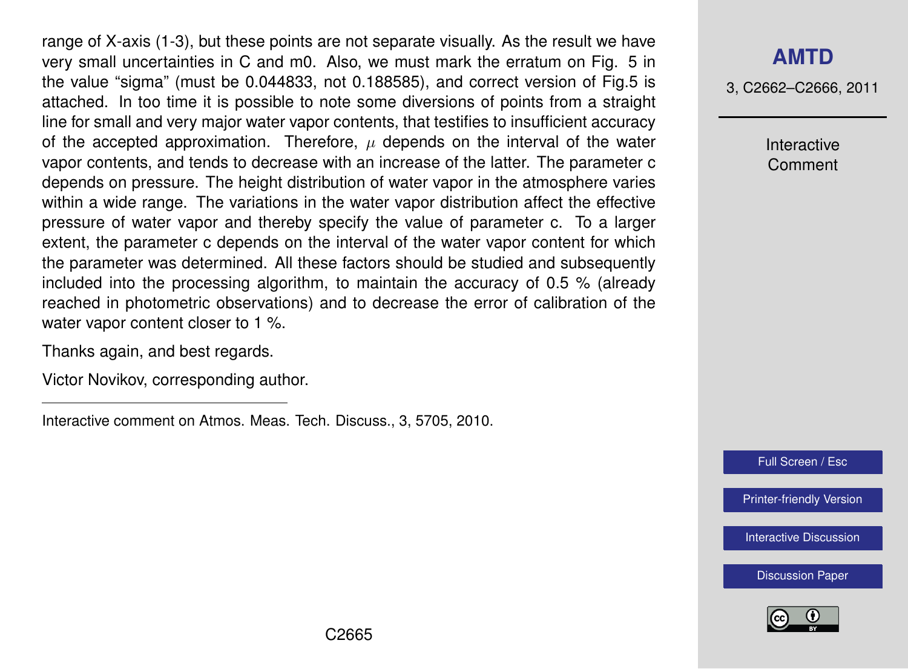range of X-axis (1-3), but these points are not separate visually. As the result we have very small uncertainties in C and m0. Also, we must mark the erratum on Fig. 5 in the value "sigma" (must be 0.044833, not 0.188585), and correct version of Fig.5 is attached. In too time it is possible to note some diversions of points from a straight line for small and very major water vapor contents, that testifies to insufficient accuracy of the accepted approximation. Therefore, $\mu$ depends on the interval of the water vapor contents, and tends to decrease with an increase of the latter. The parameter c depends on pressure. The height distribution of water vapor in the atmosphere varies within a wide range. The variations in the water vapor distribution affect the effective pressure of water vapor and thereby specify the value of parameter c. To a larger extent, the parameter c depends on the interval of the water vapor content for which the parameter was determined. All these factors should be studied and subsequently included into the processing algorithm, to maintain the accuracy of 0.5 % (already reached in photometric observations) and to decrease the error of calibration of the water vapor content closer to 1 %.

Thanks again, and best regards.

Victor Novikov, corresponding author.

---

Interactive comment on Atmos. Meas. Tech. Discuss., 3, 5705, 2010.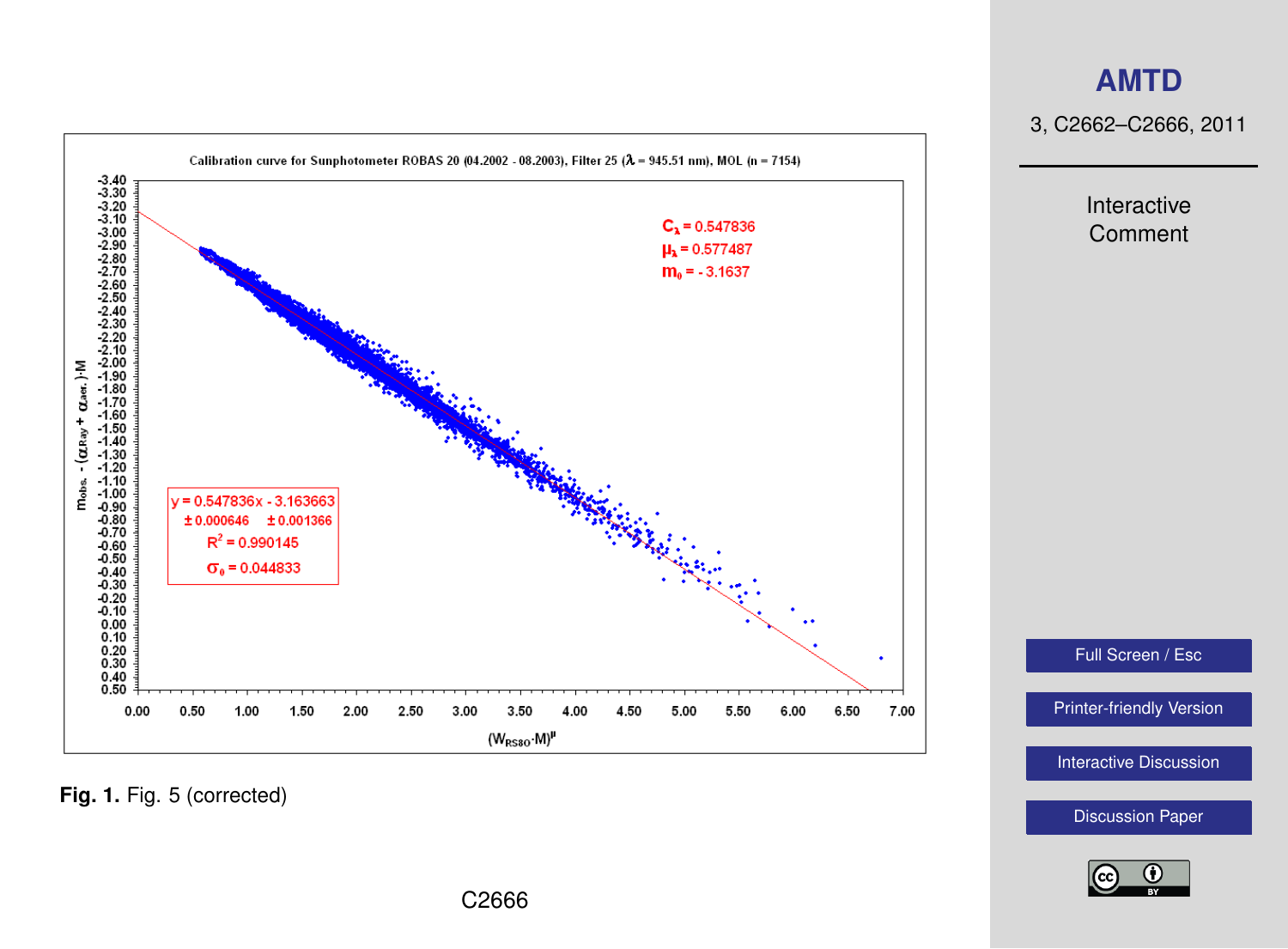Calibration curve for Sunphotometer ROBAS 20 (04.2002 - 08.2003), Filter 25 ($\lambda$ = 945.51 nm), MOL (n = 7154)

$C_\lambda$ = 0.547836

$\mu_\lambda$ = 0.577487

$m_0$ = - 3.1637

y = 0.547836x - 3.163663

± 0.000646 ± 0.001366

$R^2$ = 0.990145

$\sigma_0$ = 0.044833

$m_{obs.} - (\alpha_{Ray} + \alpha_{aer.}) \cdot M$

-3.40 -3.30 -3.20 -3.10 -3.00 -2.90 -2.80 -2.70 -2.60 -2.50 -2.40 -2.30 -2.20 -2.10 -2.00 -1.90 -1.80 -1.70 -1.60 -1.50 -1.40 -1.30 -1.20 -1.10 -1.00 -0.90 -0.80 -0.70 -0.60 -0.50 -0.40 -0.30 -0.20 -0.10 0.00 0.10 0.20 0.30 0.40 0.50

0.00 0.50 1.00 1.50 2.00 2.50 3.00 3.50 4.00 4.50 5.00 5.50 6.00 6.50 7.00

$(W_{RS80} \cdot M)^{\mu}$

**Fig. 1.** Fig. 5 (corrected)